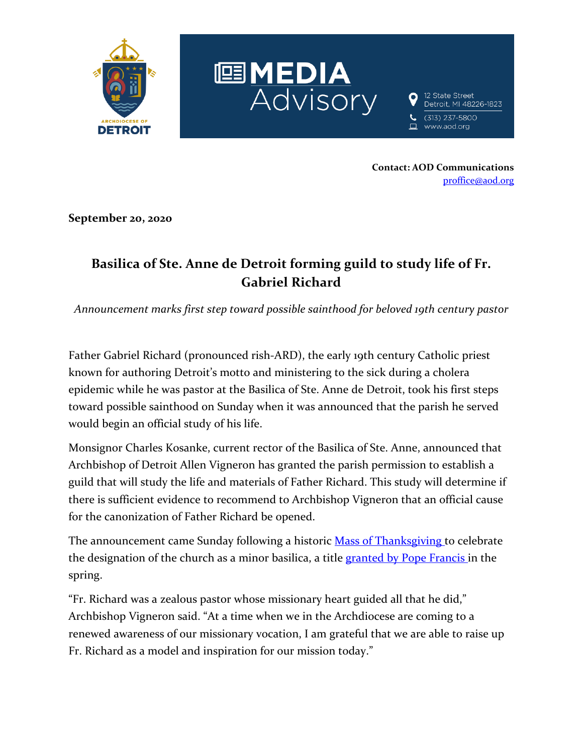ARCHDIOCESE OF DETROIT

# MEDIA Advisory

12 State Street
Detroit, MI 48226-1823
(313) 237-5800
www.aod.org

**Contact: AOD Communications**
proffice@aod.org

**September 20, 2020**

## Basilica of Ste. Anne de Detroit forming guild to study life of Fr. Gabriel Richard

*Announcement marks first step toward possible sainthood for beloved 19th century pastor*

Father Gabriel Richard (pronounced rish-ARD), the early 19th century Catholic priest known for authoring Detroit's motto and ministering to the sick during a cholera epidemic while he was pastor at the Basilica of Ste. Anne de Detroit, took his first steps toward possible sainthood on Sunday when it was announced that the parish he served would begin an official study of his life.

Monsignor Charles Kosanke, current rector of the Basilica of Ste. Anne, announced that Archbishop of Detroit Allen Vigneron has granted the parish permission to establish a guild that will study the life and materials of Father Richard. This study will determine if there is sufficient evidence to recommend to Archbishop Vigneron that an official cause for the canonization of Father Richard be opened.

The announcement came Sunday following a historic Mass of Thanksgiving to celebrate the designation of the church as a minor basilica, a title granted by Pope Francis in the spring.

"Fr. Richard was a zealous pastor whose missionary heart guided all that he did," Archbishop Vigneron said. "At a time when we in the Archdiocese are coming to a renewed awareness of our missionary vocation, I am grateful that we are able to raise up Fr. Richard as a model and inspiration for our mission today."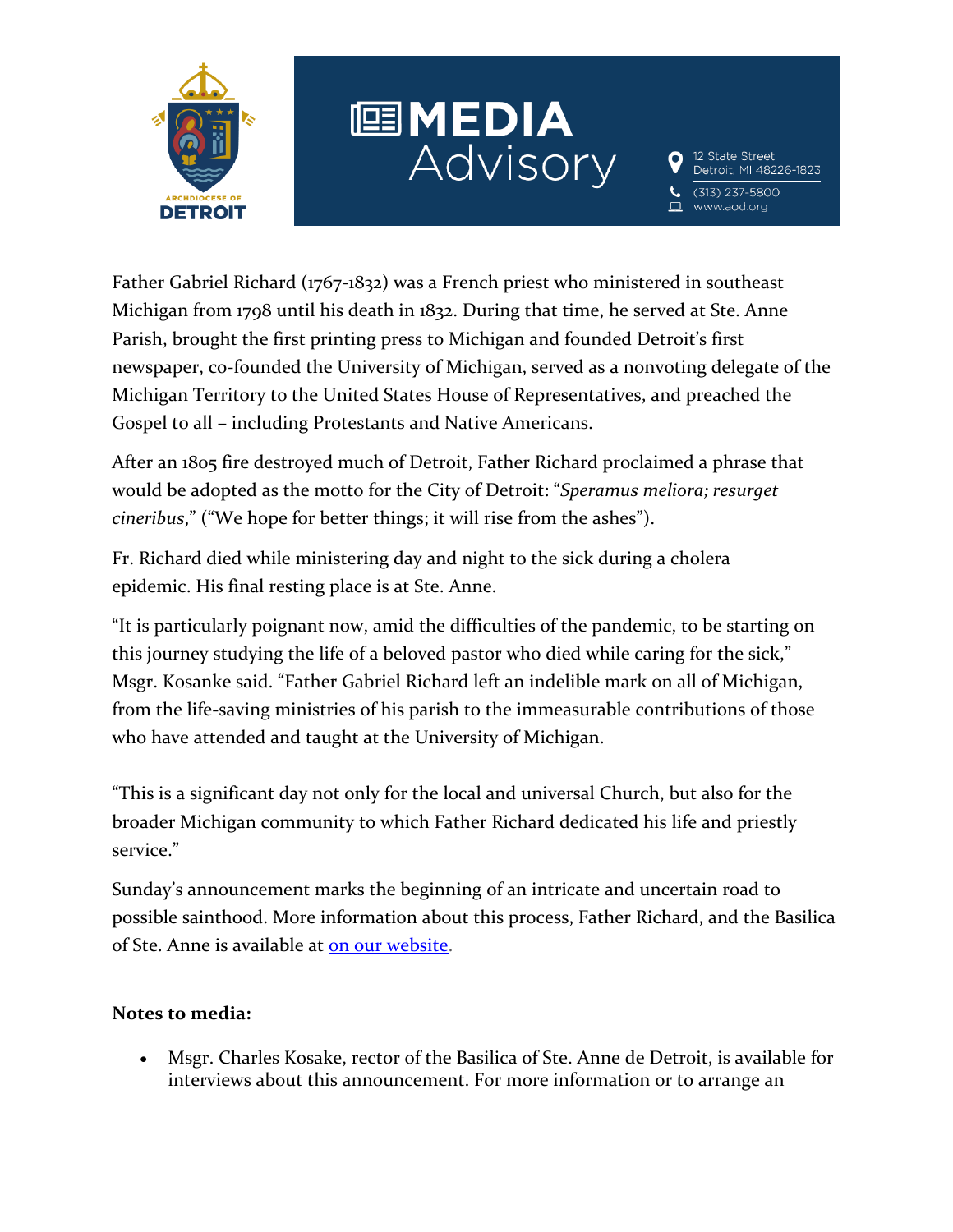Father Gabriel Richard (1767-1832) was a French priest who ministered in southeast Michigan from 1798 until his death in 1832. During that time, he served at Ste. Anne Parish, brought the first printing press to Michigan and founded Detroit's first newspaper, co-founded the University of Michigan, served as a nonvoting delegate of the Michigan Territory to the United States House of Representatives, and preached the Gospel to all – including Protestants and Native Americans.

After an 1805 fire destroyed much of Detroit, Father Richard proclaimed a phrase that would be adopted as the motto for the City of Detroit: "*Speramus meliora; resurget cineribus*," ("We hope for better things; it will rise from the ashes").

Fr. Richard died while ministering day and night to the sick during a cholera epidemic. His final resting place is at Ste. Anne.

"It is particularly poignant now, amid the difficulties of the pandemic, to be starting on this journey studying the life of a beloved pastor who died while caring for the sick," Msgr. Kosanke said. "Father Gabriel Richard left an indelible mark on all of Michigan, from the life-saving ministries of his parish to the immeasurable contributions of those who have attended and taught at the University of Michigan.

"This is a significant day not only for the local and universal Church, but also for the broader Michigan community to which Father Richard dedicated his life and priestly service."

Sunday's announcement marks the beginning of an intricate and uncertain road to possible sainthood. More information about this process, Father Richard, and the Basilica of Ste. Anne is available at on our website.

**Notes to media:**

- Msgr. Charles Kosake, rector of the Basilica of Ste. Anne de Detroit, is available for interviews about this announcement. For more information or to arrange an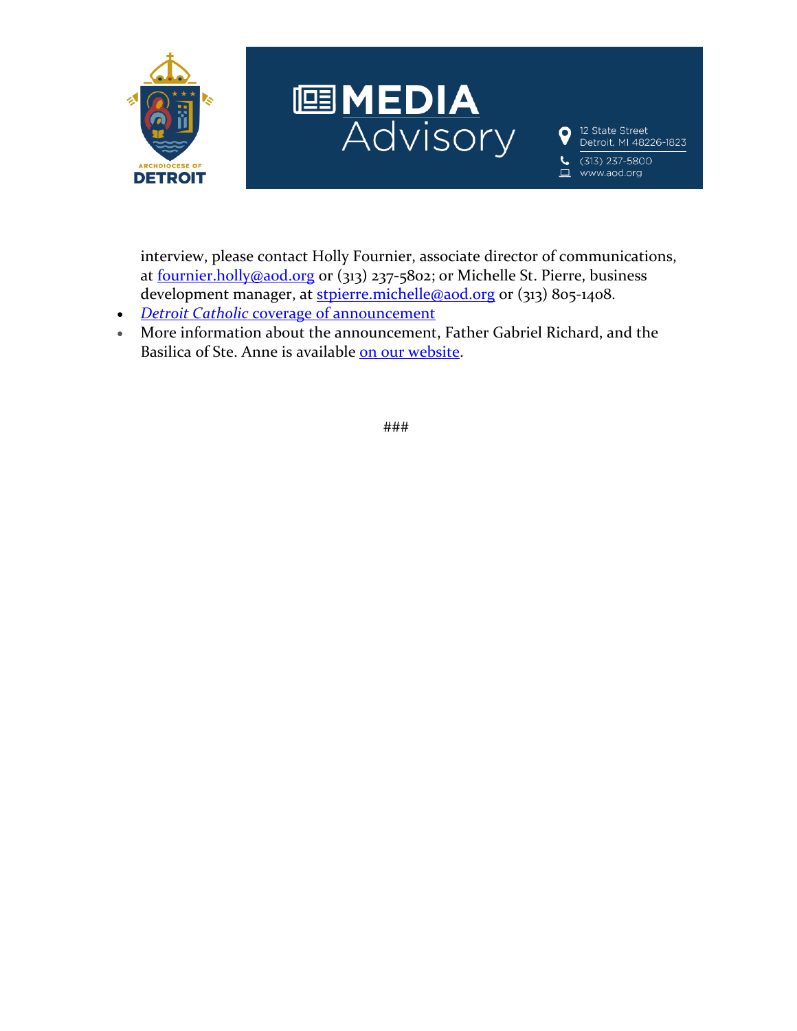interview, please contact Holly Fournier, associate director of communications, at fournier.holly@aod.org or (313) 237-5802; or Michelle St. Pierre, business development manager, at stpierre.michelle@aod.org or (313) 805-1408.

- *Detroit Catholic* coverage of announcement
- More information about the announcement, Father Gabriel Richard, and the Basilica of Ste. Anne is available on our website.

###